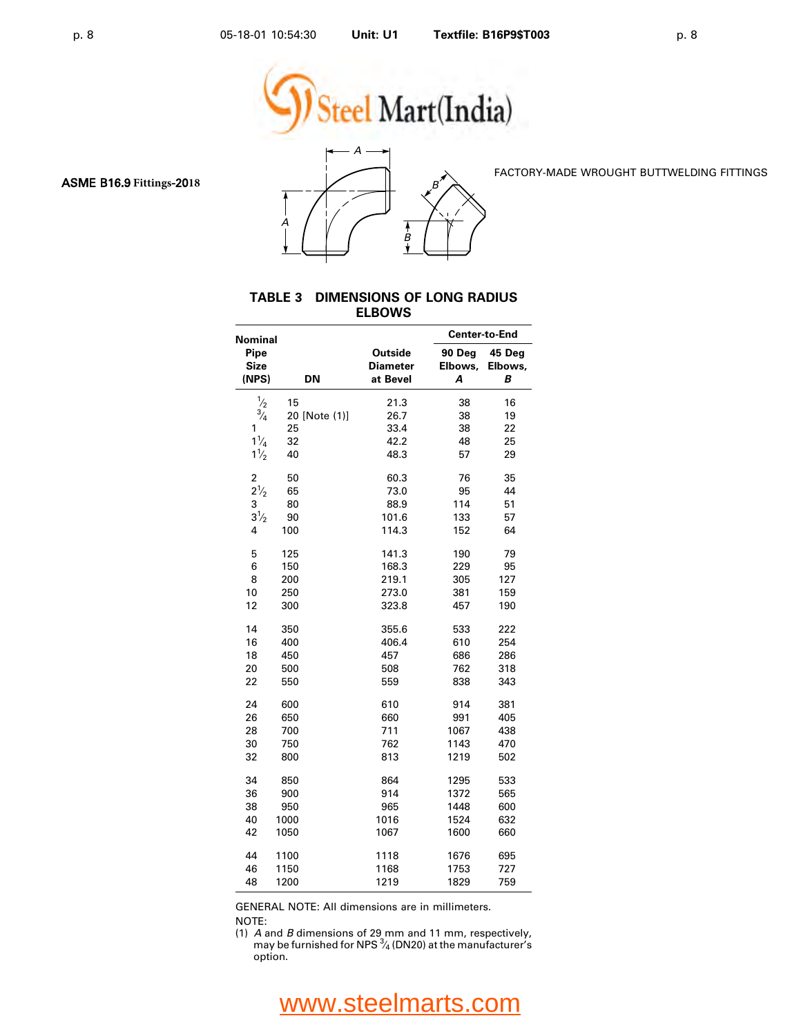ASME B16.9 Fittings-2018

FACTORY-MADE WROUGHT BUTTWELDING FITTINGS

## TABLE 3 DIMENSIONS OF LONG RADIUS ELBOWS

| Nominal Pipe Size (NPS) | DN | Outside Diameter at Bevel | Center-to-End | |
|---|---|---|---|---|
| | | | 90 Deg Elbows, *A* | 45 Deg Elbows, *B* |
| ½ | 15 | 21.3 | 38 | 16 |
| ¾ | 20 [Note (1)] | 26.7 | 38 | 19 |
| 1 | 25 | 33.4 | 38 | 22 |
| 1¼ | 32 | 42.2 | 48 | 25 |
| 1½ | 40 | 48.3 | 57 | 29 |
| 2 | 50 | 60.3 | 76 | 35 |
| 2½ | 65 | 73.0 | 95 | 44 |
| 3 | 80 | 88.9 | 114 | 51 |
| 3½ | 90 | 101.6 | 133 | 57 |
| 4 | 100 | 114.3 | 152 | 64 |
| 5 | 125 | 141.3 | 190 | 79 |
| 6 | 150 | 168.3 | 229 | 95 |
| 8 | 200 | 219.1 | 305 | 127 |
| 10 | 250 | 273.0 | 381 | 159 |
| 12 | 300 | 323.8 | 457 | 190 |
| 14 | 350 | 355.6 | 533 | 222 |
| 16 | 400 | 406.4 | 610 | 254 |
| 18 | 450 | 457 | 686 | 286 |
| 20 | 500 | 508 | 762 | 318 |
| 22 | 550 | 559 | 838 | 343 |
| 24 | 600 | 610 | 914 | 381 |
| 26 | 650 | 660 | 991 | 405 |
| 28 | 700 | 711 | 1067 | 438 |
| 30 | 750 | 762 | 1143 | 470 |
| 32 | 800 | 813 | 1219 | 502 |
| 34 | 850 | 864 | 1295 | 533 |
| 36 | 900 | 914 | 1372 | 565 |
| 38 | 950 | 965 | 1448 | 600 |
| 40 | 1000 | 1016 | 1524 | 632 |
| 42 | 1050 | 1067 | 1600 | 660 |
| 44 | 1100 | 1118 | 1676 | 695 |
| 46 | 1150 | 1168 | 1753 | 727 |
| 48 | 1200 | 1219 | 1829 | 759 |

GENERAL NOTE: All dimensions are in millimeters.

NOTE:

(1) *A* and *B* dimensions of 29 mm and 11 mm, respectively, may be furnished for NPS ¾ (DN20) at the manufacturer's option.

www.steelmarts.com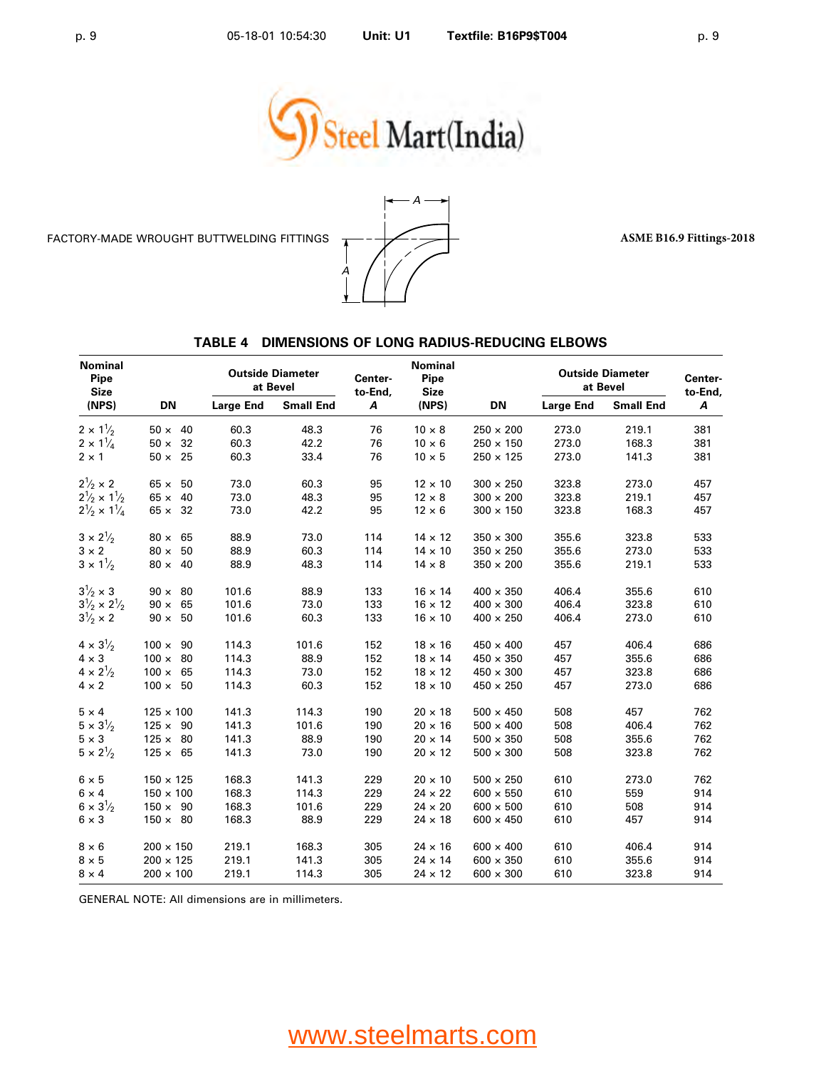FACTORY-MADE WROUGHT BUTTWELDING FITTINGS

ASME B16.9 Fittings-2018

## TABLE 4 DIMENSIONS OF LONG RADIUS-REDUCING ELBOWS

| Nominal Pipe Size (NPS) | DN | Outside Diameter at Bevel | | Center-to-End, A | Nominal Pipe Size (NPS) | DN | Outside Diameter at Bevel | | Center-to-End, A |
|---|---|---|---|---|---|---|---|---|---|
| | | Large End | Small End | | | | Large End | Small End | |
| 2 × 1½ | 50 × 40 | 60.3 | 48.3 | 76 | 10 × 8 | 250 × 200 | 273.0 | 219.1 | 381 |
| 2 × 1¼ | 50 × 32 | 60.3 | 42.2 | 76 | 10 × 6 | 250 × 150 | 273.0 | 168.3 | 381 |
| 2 × 1 | 50 × 25 | 60.3 | 33.4 | 76 | 10 × 5 | 250 × 125 | 273.0 | 141.3 | 381 |
| 2½ × 2 | 65 × 50 | 73.0 | 60.3 | 95 | 12 × 10 | 300 × 250 | 323.8 | 273.0 | 457 |
| 2½ × 1½ | 65 × 40 | 73.0 | 48.3 | 95 | 12 × 8 | 300 × 200 | 323.8 | 219.1 | 457 |
| 2½ × 1¼ | 65 × 32 | 73.0 | 42.2 | 95 | 12 × 6 | 300 × 150 | 323.8 | 168.3 | 457 |
| 3 × 2½ | 80 × 65 | 88.9 | 73.0 | 114 | 14 × 12 | 350 × 300 | 355.6 | 323.8 | 533 |
| 3 × 2 | 80 × 50 | 88.9 | 60.3 | 114 | 14 × 10 | 350 × 250 | 355.6 | 273.0 | 533 |
| 3 × 1½ | 80 × 40 | 88.9 | 48.3 | 114 | 14 × 8 | 350 × 200 | 355.6 | 219.1 | 533 |
| 3½ × 3 | 90 × 80 | 101.6 | 88.9 | 133 | 16 × 14 | 400 × 350 | 406.4 | 355.6 | 610 |
| 3½ × 2½ | 90 × 65 | 101.6 | 73.0 | 133 | 16 × 12 | 400 × 300 | 406.4 | 323.8 | 610 |
| 3½ × 2 | 90 × 50 | 101.6 | 60.3 | 133 | 16 × 10 | 400 × 250 | 406.4 | 273.0 | 610 |
| 4 × 3½ | 100 × 90 | 114.3 | 101.6 | 152 | 18 × 16 | 450 × 400 | 457 | 406.4 | 686 |
| 4 × 3 | 100 × 80 | 114.3 | 88.9 | 152 | 18 × 14 | 450 × 350 | 457 | 355.6 | 686 |
| 4 × 2½ | 100 × 65 | 114.3 | 73.0 | 152 | 18 × 12 | 450 × 300 | 457 | 323.8 | 686 |
| 4 × 2 | 100 × 50 | 114.3 | 60.3 | 152 | 18 × 10 | 450 × 250 | 457 | 273.0 | 686 |
| 5 × 4 | 125 × 100 | 141.3 | 114.3 | 190 | 20 × 18 | 500 × 450 | 508 | 457 | 762 |
| 5 × 3½ | 125 × 90 | 141.3 | 101.6 | 190 | 20 × 16 | 500 × 400 | 508 | 406.4 | 762 |
| 5 × 3 | 125 × 80 | 141.3 | 88.9 | 190 | 20 × 14 | 500 × 350 | 508 | 355.6 | 762 |
| 5 × 2½ | 125 × 65 | 141.3 | 73.0 | 190 | 20 × 12 | 500 × 300 | 508 | 323.8 | 762 |
| 6 × 5 | 150 × 125 | 168.3 | 141.3 | 229 | 20 × 10 | 500 × 250 | 610 | 273.0 | 762 |
| 6 × 4 | 150 × 100 | 168.3 | 114.3 | 229 | 24 × 22 | 600 × 550 | 610 | 559 | 914 |
| 6 × 3½ | 150 × 90 | 168.3 | 101.6 | 229 | 24 × 20 | 600 × 500 | 610 | 508 | 914 |
| 6 × 3 | 150 × 80 | 168.3 | 88.9 | 229 | 24 × 18 | 600 × 450 | 610 | 457 | 914 |
| 8 × 6 | 200 × 150 | 219.1 | 168.3 | 305 | 24 × 16 | 600 × 400 | 610 | 406.4 | 914 |
| 8 × 5 | 200 × 125 | 219.1 | 141.3 | 305 | 24 × 14 | 600 × 350 | 610 | 355.6 | 914 |
| 8 × 4 | 200 × 100 | 219.1 | 114.3 | 305 | 24 × 12 | 600 × 300 | 610 | 323.8 | 914 |

GENERAL NOTE: All dimensions are in millimeters.

www.steelmarts.com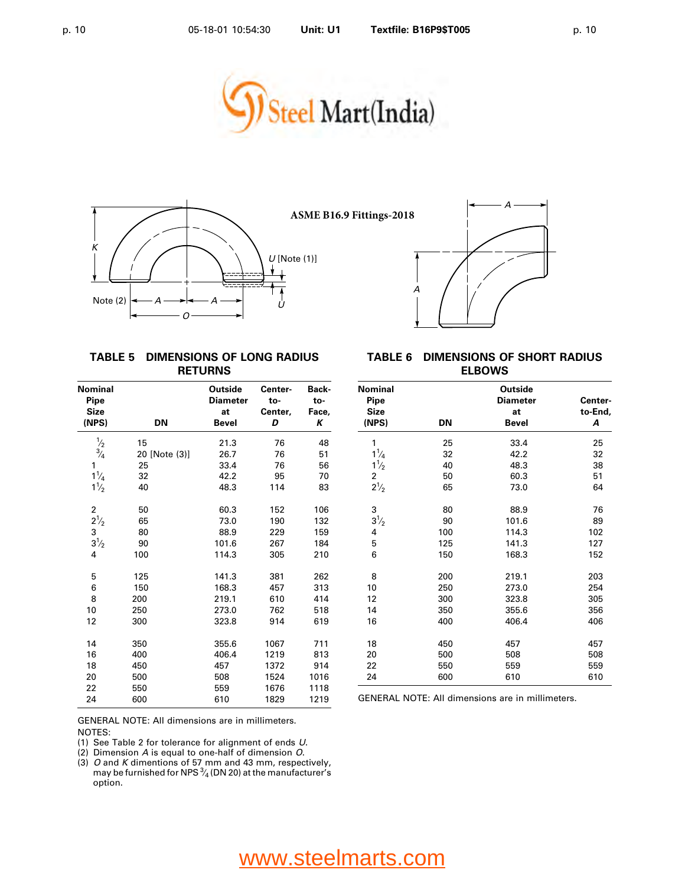ASME B16.9 Fittings-2018

### TABLE 5 DIMENSIONS OF LONG RADIUS RETURNS

| Nominal Pipe Size (NPS) | DN | Outside Diameter at Bevel | Center-to-Center, *D* | Back-to-Face, *K* |
|---|---|---|---|---|
| $\frac{1}{2}$ | 15 | 21.3 | 76 | 48 |
| $\frac{3}{4}$ | 20 [Note (3)] | 26.7 | 76 | 51 |
| 1 | 25 | 33.4 | 76 | 56 |
| $1\frac{1}{4}$ | 32 | 42.2 | 95 | 70 |
| $1\frac{1}{2}$ | 40 | 48.3 | 114 | 83 |
| 2 | 50 | 60.3 | 152 | 106 |
| $2\frac{1}{2}$ | 65 | 73.0 | 190 | 132 |
| 3 | 80 | 88.9 | 229 | 159 |
| $3\frac{1}{2}$ | 90 | 101.6 | 267 | 184 |
| 4 | 100 | 114.3 | 305 | 210 |
| 5 | 125 | 141.3 | 381 | 262 |
| 6 | 150 | 168.3 | 457 | 313 |
| 8 | 200 | 219.1 | 610 | 414 |
| 10 | 250 | 273.0 | 762 | 518 |
| 12 | 300 | 323.8 | 914 | 619 |
| 14 | 350 | 355.6 | 1067 | 711 |
| 16 | 400 | 406.4 | 1219 | 813 |
| 18 | 450 | 457 | 1372 | 914 |
| 20 | 500 | 508 | 1524 | 1016 |
| 22 | 550 | 559 | 1676 | 1118 |
| 24 | 600 | 610 | 1829 | 1219 |

GENERAL NOTE: All dimensions are in millimeters.

NOTES:

(1) See Table 2 for tolerance for alignment of ends *U*.

(2) Dimension *A* is equal to one-half of dimension *O*.

(3) *O* and *K* dimentions of 57 mm and 43 mm, respectively, may be furnished for NPS $\frac{3}{4}$ (DN 20) at the manufacturer's option.

### TABLE 6 DIMENSIONS OF SHORT RADIUS ELBOWS

| Nominal Pipe Size (NPS) | DN | Outside Diameter at Bevel | Center-to-End, *A* |
|---|---|---|---|
| 1 | 25 | 33.4 | 25 |
| $1\frac{1}{4}$ | 32 | 42.2 | 32 |
| $1\frac{1}{2}$ | 40 | 48.3 | 38 |
| 2 | 50 | 60.3 | 51 |
| $2\frac{1}{2}$ | 65 | 73.0 | 64 |
| 3 | 80 | 88.9 | 76 |
| $3\frac{1}{2}$ | 90 | 101.6 | 89 |
| 4 | 100 | 114.3 | 102 |
| 5 | 125 | 141.3 | 127 |
| 6 | 150 | 168.3 | 152 |
| 8 | 200 | 219.1 | 203 |
| 10 | 250 | 273.0 | 254 |
| 12 | 300 | 323.8 | 305 |
| 14 | 350 | 355.6 | 356 |
| 16 | 400 | 406.4 | 406 |
| 18 | 450 | 457 | 457 |
| 20 | 500 | 508 | 508 |
| 22 | 550 | 559 | 559 |
| 24 | 600 | 610 | 610 |

GENERAL NOTE: All dimensions are in millimeters.

www.steelmarts.com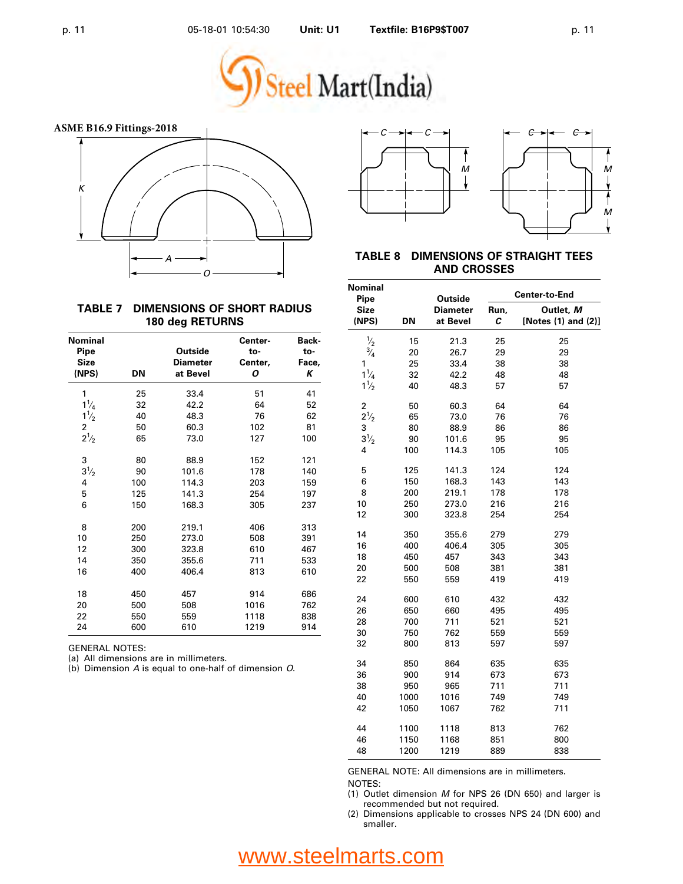ASME B16.9 Fittings-2018

## TABLE 7 DIMENSIONS OF SHORT RADIUS 180 deg RETURNS

| Nominal Pipe Size (NPS) | DN | Outside Diameter at Bevel | Center-to-Center, *O* | Back-to-Face, *K* |
|---|---|---|---|---|
| 1 | 25 | 33.4 | 51 | 41 |
| 1¼ | 32 | 42.2 | 64 | 52 |
| 1½ | 40 | 48.3 | 76 | 62 |
| 2 | 50 | 60.3 | 102 | 81 |
| 2½ | 65 | 73.0 | 127 | 100 |
| 3 | 80 | 88.9 | 152 | 121 |
| 3½ | 90 | 101.6 | 178 | 140 |
| 4 | 100 | 114.3 | 203 | 159 |
| 5 | 125 | 141.3 | 254 | 197 |
| 6 | 150 | 168.3 | 305 | 237 |
| 8 | 200 | 219.1 | 406 | 313 |
| 10 | 250 | 273.0 | 508 | 391 |
| 12 | 300 | 323.8 | 610 | 467 |
| 14 | 350 | 355.6 | 711 | 533 |
| 16 | 400 | 406.4 | 813 | 610 |
| 18 | 450 | 457 | 914 | 686 |
| 20 | 500 | 508 | 1016 | 762 |
| 22 | 550 | 559 | 1118 | 838 |
| 24 | 600 | 610 | 1219 | 914 |

GENERAL NOTES:
(a) All dimensions are in millimeters.
(b) Dimension *A* is equal to one-half of dimension *O*.

## TABLE 8 DIMENSIONS OF STRAIGHT TEES AND CROSSES

| Nominal Pipe Size (NPS) | DN | Outside Diameter at Bevel | Center-to-End | |
|---|---|---|---|---|
| | | | Run, *C* | Outlet, *M* [Notes (1) and (2)] |
| ½ | 15 | 21.3 | 25 | 25 |
| ¾ | 20 | 26.7 | 29 | 29 |
| 1 | 25 | 33.4 | 38 | 38 |
| 1¼ | 32 | 42.2 | 48 | 48 |
| 1½ | 40 | 48.3 | 57 | 57 |
| 2 | 50 | 60.3 | 64 | 64 |
| 2½ | 65 | 73.0 | 76 | 76 |
| 3 | 80 | 88.9 | 86 | 86 |
| 3½ | 90 | 101.6 | 95 | 95 |
| 4 | 100 | 114.3 | 105 | 105 |
| 5 | 125 | 141.3 | 124 | 124 |
| 6 | 150 | 168.3 | 143 | 143 |
| 8 | 200 | 219.1 | 178 | 178 |
| 10 | 250 | 273.0 | 216 | 216 |
| 12 | 300 | 323.8 | 254 | 254 |
| 14 | 350 | 355.6 | 279 | 279 |
| 16 | 400 | 406.4 | 305 | 305 |
| 18 | 450 | 457 | 343 | 343 |
| 20 | 500 | 508 | 381 | 381 |
| 22 | 550 | 559 | 419 | 419 |
| 24 | 600 | 610 | 432 | 432 |
| 26 | 650 | 660 | 495 | 495 |
| 28 | 700 | 711 | 521 | 521 |
| 30 | 750 | 762 | 559 | 559 |
| 32 | 800 | 813 | 597 | 597 |
| 34 | 850 | 864 | 635 | 635 |
| 36 | 900 | 914 | 673 | 673 |
| 38 | 950 | 965 | 711 | 711 |
| 40 | 1000 | 1016 | 749 | 749 |
| 42 | 1050 | 1067 | 762 | 711 |
| 44 | 1100 | 1118 | 813 | 762 |
| 46 | 1150 | 1168 | 851 | 800 |
| 48 | 1200 | 1219 | 889 | 838 |

GENERAL NOTE: All dimensions are in millimeters.

NOTES:
(1) Outlet dimension *M* for NPS 26 (DN 650) and larger is recommended but not required.
(2) Dimensions applicable to crosses NPS 24 (DN 600) and smaller.

www.steelmarts.com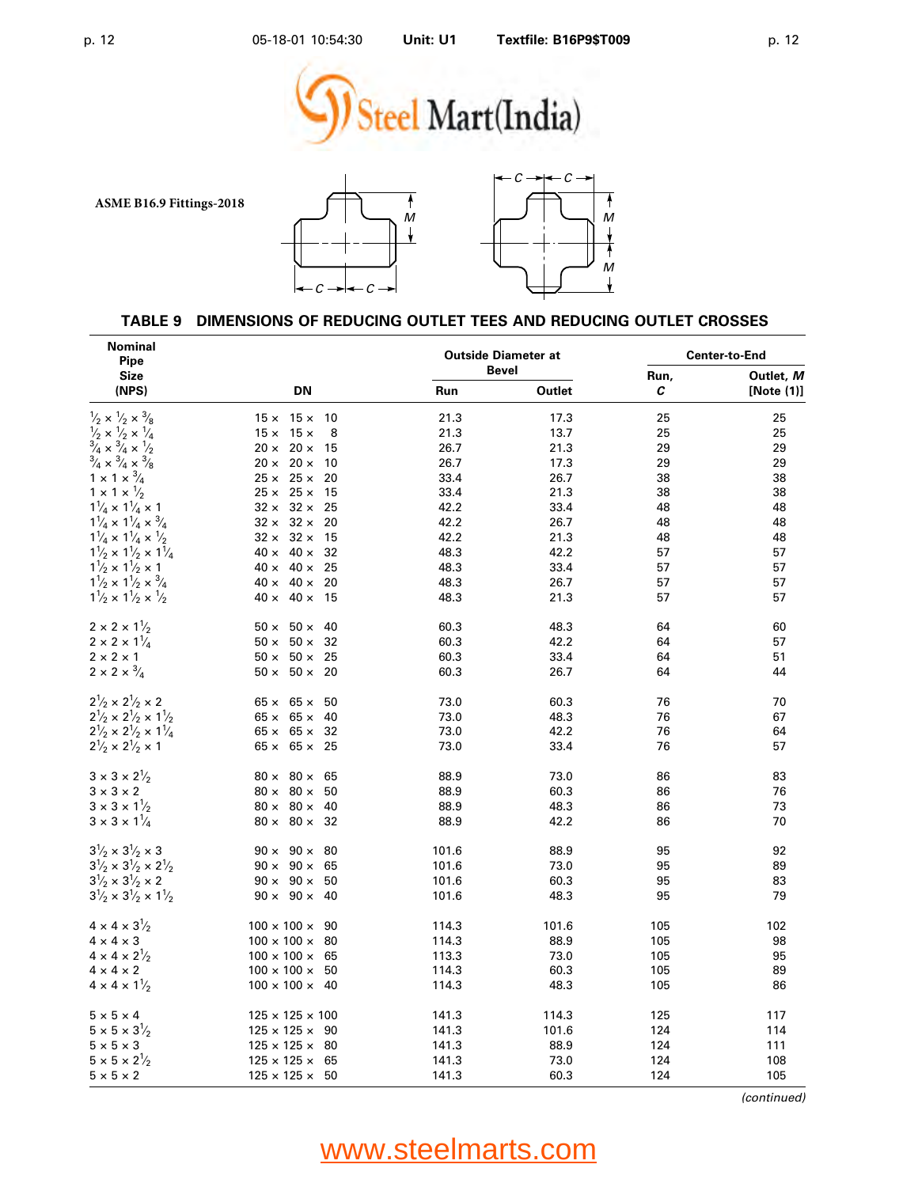ASME B16.9 Fittings-2018

## TABLE 9 DIMENSIONS OF REDUCING OUTLET TEES AND REDUCING OUTLET CROSSES

| Nominal Pipe Size (NPS) | DN | Outside Diameter at Bevel | | Center-to-End | |
|---|---|---|---|---|---|
| | | Run | Outlet | Run, *C* | Outlet, *M* [Note (1)] |
| $\frac{1}{2} \times \frac{1}{2} \times \frac{3}{8}$ | 15 × 15 × 10 | 21.3 | 17.3 | 25 | 25 |
| $\frac{1}{2} \times \frac{1}{2} \times \frac{1}{4}$ | 15 × 15 × 8 | 21.3 | 13.7 | 25 | 25 |
| $\frac{3}{4} \times \frac{3}{4} \times \frac{1}{2}$ | 20 × 20 × 15 | 26.7 | 21.3 | 29 | 29 |
| $\frac{3}{4} \times \frac{3}{4} \times \frac{3}{8}$ | 20 × 20 × 10 | 26.7 | 17.3 | 29 | 29 |
| $1 \times 1 \times \frac{3}{4}$ | 25 × 25 × 20 | 33.4 | 26.7 | 38 | 38 |
| $1 \times 1 \times \frac{1}{2}$ | 25 × 25 × 15 | 33.4 | 21.3 | 38 | 38 |
| $1\frac{1}{4} \times 1\frac{1}{4} \times 1$ | 32 × 32 × 25 | 42.2 | 33.4 | 48 | 48 |
| $1\frac{1}{4} \times 1\frac{1}{4} \times \frac{3}{4}$ | 32 × 32 × 20 | 42.2 | 26.7 | 48 | 48 |
| $1\frac{1}{4} \times 1\frac{1}{4} \times \frac{1}{2}$ | 32 × 32 × 15 | 42.2 | 21.3 | 48 | 48 |
| $1\frac{1}{2} \times 1\frac{1}{2} \times 1\frac{1}{4}$ | 40 × 40 × 32 | 48.3 | 42.2 | 57 | 57 |
| $1\frac{1}{2} \times 1\frac{1}{2} \times 1$ | 40 × 40 × 25 | 48.3 | 33.4 | 57 | 57 |
| $1\frac{1}{2} \times 1\frac{1}{2} \times \frac{3}{4}$ | 40 × 40 × 20 | 48.3 | 26.7 | 57 | 57 |
| $1\frac{1}{2} \times 1\frac{1}{2} \times \frac{1}{2}$ | 40 × 40 × 15 | 48.3 | 21.3 | 57 | 57 |
| $2 \times 2 \times 1\frac{1}{2}$ | 50 × 50 × 40 | 60.3 | 48.3 | 64 | 60 |
| $2 \times 2 \times 1\frac{1}{4}$ | 50 × 50 × 32 | 60.3 | 42.2 | 64 | 57 |
| $2 \times 2 \times 1$ | 50 × 50 × 25 | 60.3 | 33.4 | 64 | 51 |
| $2 \times 2 \times \frac{3}{4}$ | 50 × 50 × 20 | 60.3 | 26.7 | 64 | 44 |
| $2\frac{1}{2} \times 2\frac{1}{2} \times 2$ | 65 × 65 × 50 | 73.0 | 60.3 | 76 | 70 |
| $2\frac{1}{2} \times 2\frac{1}{2} \times 1\frac{1}{2}$ | 65 × 65 × 40 | 73.0 | 48.3 | 76 | 67 |
| $2\frac{1}{2} \times 2\frac{1}{2} \times 1\frac{1}{4}$ | 65 × 65 × 32 | 73.0 | 42.2 | 76 | 64 |
| $2\frac{1}{2} \times 2\frac{1}{2} \times 1$ | 65 × 65 × 25 | 73.0 | 33.4 | 76 | 57 |
| $3 \times 3 \times 2\frac{1}{2}$ | 80 × 80 × 65 | 88.9 | 73.0 | 86 | 83 |
| $3 \times 3 \times 2$ | 80 × 80 × 50 | 88.9 | 60.3 | 86 | 76 |
| $3 \times 3 \times 1\frac{1}{2}$ | 80 × 80 × 40 | 88.9 | 48.3 | 86 | 73 |
| $3 \times 3 \times 1\frac{1}{4}$ | 80 × 80 × 32 | 88.9 | 42.2 | 86 | 70 |
| $3\frac{1}{2} \times 3\frac{1}{2} \times 3$ | 90 × 90 × 80 | 101.6 | 88.9 | 95 | 92 |
| $3\frac{1}{2} \times 3\frac{1}{2} \times 2\frac{1}{2}$ | 90 × 90 × 65 | 101.6 | 73.0 | 95 | 89 |
| $3\frac{1}{2} \times 3\frac{1}{2} \times 2$ | 90 × 90 × 50 | 101.6 | 60.3 | 95 | 83 |
| $3\frac{1}{2} \times 3\frac{1}{2} \times 1\frac{1}{2}$ | 90 × 90 × 40 | 101.6 | 48.3 | 95 | 79 |
| $4 \times 4 \times 3\frac{1}{2}$ | 100 × 100 × 90 | 114.3 | 101.6 | 105 | 102 |
| $4 \times 4 \times 3$ | 100 × 100 × 80 | 114.3 | 88.9 | 105 | 98 |
| $4 \times 4 \times 2\frac{1}{2}$ | 100 × 100 × 65 | 113.3 | 73.0 | 105 | 95 |
| $4 \times 4 \times 2$ | 100 × 100 × 50 | 114.3 | 60.3 | 105 | 89 |
| $4 \times 4 \times 1\frac{1}{2}$ | 100 × 100 × 40 | 114.3 | 48.3 | 105 | 86 |
| $5 \times 5 \times 4$ | 125 × 125 × 100 | 141.3 | 114.3 | 125 | 117 |
| $5 \times 5 \times 3\frac{1}{2}$ | 125 × 125 × 90 | 141.3 | 101.6 | 124 | 114 |
| $5 \times 5 \times 3$ | 125 × 125 × 80 | 141.3 | 88.9 | 124 | 111 |
| $5 \times 5 \times 2\frac{1}{2}$ | 125 × 125 × 65 | 141.3 | 73.0 | 124 | 108 |
| $5 \times 5 \times 2$ | 125 × 125 × 50 | 141.3 | 60.3 | 124 | 105 |

*(continued)*

www.steelmarts.com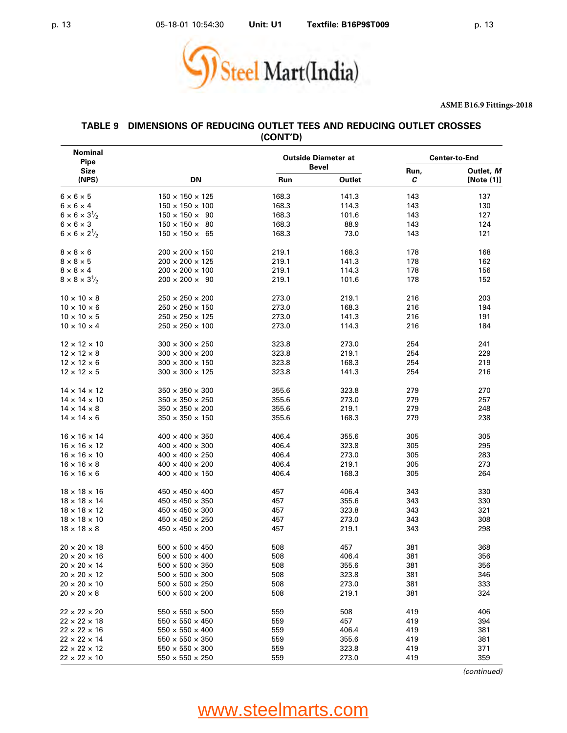ASME B16.9 Fittings-2018

## TABLE 9 DIMENSIONS OF REDUCING OUTLET TEES AND REDUCING OUTLET CROSSES (CONT'D)

| Nominal Pipe Size (NPS) | DN | Outside Diameter at Bevel | | Center-to-End | |
|---|---|---|---|---|---|
| | | Run | Outlet | Run, *C* | Outlet, *M* [Note (1)] |
| 6 × 6 × 5 | 150 × 150 × 125 | 168.3 | 141.3 | 143 | 137 |
| 6 × 6 × 4 | 150 × 150 × 100 | 168.3 | 114.3 | 143 | 130 |
| 6 × 6 × $3\frac{1}{2}$ | 150 × 150 × 90 | 168.3 | 101.6 | 143 | 127 |
| 6 × 6 × 3 | 150 × 150 × 80 | 168.3 | 88.9 | 143 | 124 |
| 6 × 6 × $2\frac{1}{2}$ | 150 × 150 × 65 | 168.3 | 73.0 | 143 | 121 |
| 8 × 8 × 6 | 200 × 200 × 150 | 219.1 | 168.3 | 178 | 168 |
| 8 × 8 × 5 | 200 × 200 × 125 | 219.1 | 141.3 | 178 | 162 |
| 8 × 8 × 4 | 200 × 200 × 100 | 219.1 | 114.3 | 178 | 156 |
| 8 × 8 × $3\frac{1}{2}$ | 200 × 200 × 90 | 219.1 | 101.6 | 178 | 152 |
| 10 × 10 × 8 | 250 × 250 × 200 | 273.0 | 219.1 | 216 | 203 |
| 10 × 10 × 6 | 250 × 250 × 150 | 273.0 | 168.3 | 216 | 194 |
| 10 × 10 × 5 | 250 × 250 × 125 | 273.0 | 141.3 | 216 | 191 |
| 10 × 10 × 4 | 250 × 250 × 100 | 273.0 | 114.3 | 216 | 184 |
| 12 × 12 × 10 | 300 × 300 × 250 | 323.8 | 273.0 | 254 | 241 |
| 12 × 12 × 8 | 300 × 300 × 200 | 323.8 | 219.1 | 254 | 229 |
| 12 × 12 × 6 | 300 × 300 × 150 | 323.8 | 168.3 | 254 | 219 |
| 12 × 12 × 5 | 300 × 300 × 125 | 323.8 | 141.3 | 254 | 216 |
| 14 × 14 × 12 | 350 × 350 × 300 | 355.6 | 323.8 | 279 | 270 |
| 14 × 14 × 10 | 350 × 350 × 250 | 355.6 | 273.0 | 279 | 257 |
| 14 × 14 × 8 | 350 × 350 × 200 | 355.6 | 219.1 | 279 | 248 |
| 14 × 14 × 6 | 350 × 350 × 150 | 355.6 | 168.3 | 279 | 238 |
| 16 × 16 × 14 | 400 × 400 × 350 | 406.4 | 355.6 | 305 | 305 |
| 16 × 16 × 12 | 400 × 400 × 300 | 406.4 | 323.8 | 305 | 295 |
| 16 × 16 × 10 | 400 × 400 × 250 | 406.4 | 273.0 | 305 | 283 |
| 16 × 16 × 8 | 400 × 400 × 200 | 406.4 | 219.1 | 305 | 273 |
| 16 × 16 × 6 | 400 × 400 × 150 | 406.4 | 168.3 | 305 | 264 |
| 18 × 18 × 16 | 450 × 450 × 400 | 457 | 406.4 | 343 | 330 |
| 18 × 18 × 14 | 450 × 450 × 350 | 457 | 355.6 | 343 | 330 |
| 18 × 18 × 12 | 450 × 450 × 300 | 457 | 323.8 | 343 | 321 |
| 18 × 18 × 10 | 450 × 450 × 250 | 457 | 273.0 | 343 | 308 |
| 18 × 18 × 8 | 450 × 450 × 200 | 457 | 219.1 | 343 | 298 |
| 20 × 20 × 18 | 500 × 500 × 450 | 508 | 457 | 381 | 368 |
| 20 × 20 × 16 | 500 × 500 × 400 | 508 | 406.4 | 381 | 356 |
| 20 × 20 × 14 | 500 × 500 × 350 | 508 | 355.6 | 381 | 356 |
| 20 × 20 × 12 | 500 × 500 × 300 | 508 | 323.8 | 381 | 346 |
| 20 × 20 × 10 | 500 × 500 × 250 | 508 | 273.0 | 381 | 333 |
| 20 × 20 × 8 | 500 × 500 × 200 | 508 | 219.1 | 381 | 324 |
| 22 × 22 × 20 | 550 × 550 × 500 | 559 | 508 | 419 | 406 |
| 22 × 22 × 18 | 550 × 550 × 450 | 559 | 457 | 419 | 394 |
| 22 × 22 × 16 | 550 × 550 × 400 | 559 | 406.4 | 419 | 381 |
| 22 × 22 × 14 | 550 × 550 × 350 | 559 | 355.6 | 419 | 381 |
| 22 × 22 × 12 | 550 × 550 × 300 | 559 | 323.8 | 419 | 371 |
| 22 × 22 × 10 | 550 × 550 × 250 | 559 | 273.0 | 419 | 359 |

*(continued)*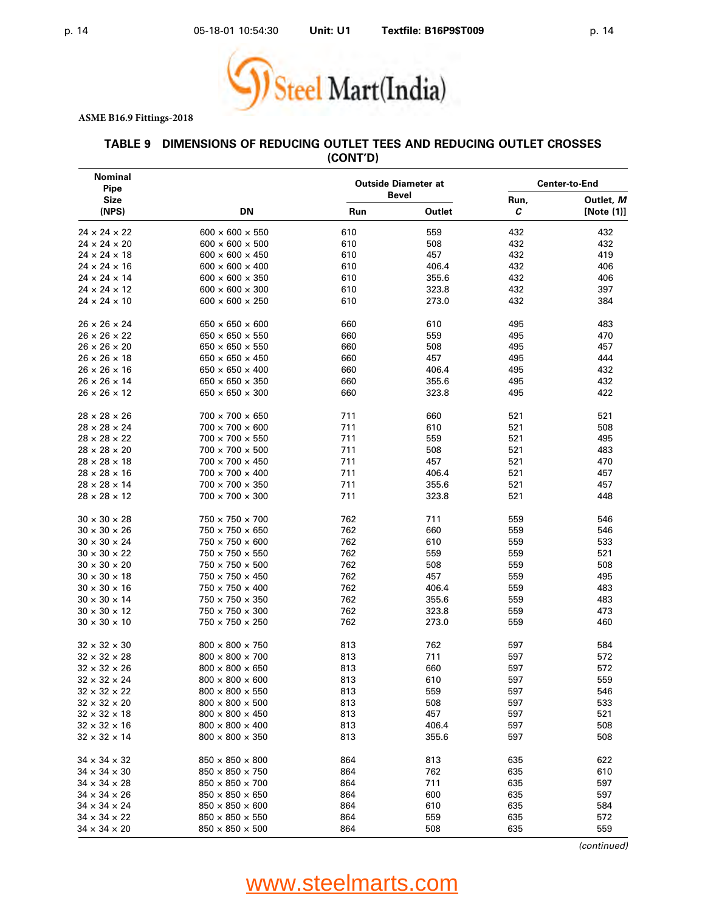ASME B16.9 Fittings-2018

## TABLE 9 DIMENSIONS OF REDUCING OUTLET TEES AND REDUCING OUTLET CROSSES (CONT'D)

| Nominal Pipe Size (NPS) | DN | Outside Diameter at Bevel | | Center-to-End | |
|---|---|---|---|---|---|
| | | Run | Outlet | Run, *C* | Outlet, *M* [Note (1)] |
| 24 × 24 × 22 | 600 × 600 × 550 | 610 | 559 | 432 | 432 |
| 24 × 24 × 20 | 600 × 600 × 500 | 610 | 508 | 432 | 432 |
| 24 × 24 × 18 | 600 × 600 × 450 | 610 | 457 | 432 | 419 |
| 24 × 24 × 16 | 600 × 600 × 400 | 610 | 406.4 | 432 | 406 |
| 24 × 24 × 14 | 600 × 600 × 350 | 610 | 355.6 | 432 | 406 |
| 24 × 24 × 12 | 600 × 600 × 300 | 610 | 323.8 | 432 | 397 |
| 24 × 24 × 10 | 600 × 600 × 250 | 610 | 273.0 | 432 | 384 |
| 26 × 26 × 24 | 650 × 650 × 600 | 660 | 610 | 495 | 483 |
| 26 × 26 × 22 | 650 × 650 × 550 | 660 | 559 | 495 | 470 |
| 26 × 26 × 20 | 650 × 650 × 550 | 660 | 508 | 495 | 457 |
| 26 × 26 × 18 | 650 × 650 × 450 | 660 | 457 | 495 | 444 |
| 26 × 26 × 16 | 650 × 650 × 400 | 660 | 406.4 | 495 | 432 |
| 26 × 26 × 14 | 650 × 650 × 350 | 660 | 355.6 | 495 | 432 |
| 26 × 26 × 12 | 650 × 650 × 300 | 660 | 323.8 | 495 | 422 |
| 28 × 28 × 26 | 700 × 700 × 650 | 711 | 660 | 521 | 521 |
| 28 × 28 × 24 | 700 × 700 × 600 | 711 | 610 | 521 | 508 |
| 28 × 28 × 22 | 700 × 700 × 550 | 711 | 559 | 521 | 495 |
| 28 × 28 × 20 | 700 × 700 × 500 | 711 | 508 | 521 | 483 |
| 28 × 28 × 18 | 700 × 700 × 450 | 711 | 457 | 521 | 470 |
| 28 × 28 × 16 | 700 × 700 × 400 | 711 | 406.4 | 521 | 457 |
| 28 × 28 × 14 | 700 × 700 × 350 | 711 | 355.6 | 521 | 457 |
| 28 × 28 × 12 | 700 × 700 × 300 | 711 | 323.8 | 521 | 448 |
| 30 × 30 × 28 | 750 × 750 × 700 | 762 | 711 | 559 | 546 |
| 30 × 30 × 26 | 750 × 750 × 650 | 762 | 660 | 559 | 546 |
| 30 × 30 × 24 | 750 × 750 × 600 | 762 | 610 | 559 | 533 |
| 30 × 30 × 22 | 750 × 750 × 550 | 762 | 559 | 559 | 521 |
| 30 × 30 × 20 | 750 × 750 × 500 | 762 | 508 | 559 | 508 |
| 30 × 30 × 18 | 750 × 750 × 450 | 762 | 457 | 559 | 495 |
| 30 × 30 × 16 | 750 × 750 × 400 | 762 | 406.4 | 559 | 483 |
| 30 × 30 × 14 | 750 × 750 × 350 | 762 | 355.6 | 559 | 483 |
| 30 × 30 × 12 | 750 × 750 × 300 | 762 | 323.8 | 559 | 473 |
| 30 × 30 × 10 | 750 × 750 × 250 | 762 | 273.0 | 559 | 460 |
| 32 × 32 × 30 | 800 × 800 × 750 | 813 | 762 | 597 | 584 |
| 32 × 32 × 28 | 800 × 800 × 700 | 813 | 711 | 597 | 572 |
| 32 × 32 × 26 | 800 × 800 × 650 | 813 | 660 | 597 | 572 |
| 32 × 32 × 24 | 800 × 800 × 600 | 813 | 610 | 597 | 559 |
| 32 × 32 × 22 | 800 × 800 × 550 | 813 | 559 | 597 | 546 |
| 32 × 32 × 20 | 800 × 800 × 500 | 813 | 508 | 597 | 533 |
| 32 × 32 × 18 | 800 × 800 × 450 | 813 | 457 | 597 | 521 |
| 32 × 32 × 16 | 800 × 800 × 400 | 813 | 406.4 | 597 | 508 |
| 32 × 32 × 14 | 800 × 800 × 350 | 813 | 355.6 | 597 | 508 |
| 34 × 34 × 32 | 850 × 850 × 800 | 864 | 813 | 635 | 622 |
| 34 × 34 × 30 | 850 × 850 × 750 | 864 | 762 | 635 | 610 |
| 34 × 34 × 28 | 850 × 850 × 700 | 864 | 711 | 635 | 597 |
| 34 × 34 × 26 | 850 × 850 × 650 | 864 | 600 | 635 | 597 |
| 34 × 34 × 24 | 850 × 850 × 600 | 864 | 610 | 635 | 584 |
| 34 × 34 × 22 | 850 × 850 × 550 | 864 | 559 | 635 | 572 |
| 34 × 34 × 20 | 850 × 850 × 500 | 864 | 508 | 635 | 559 |

*(continued)*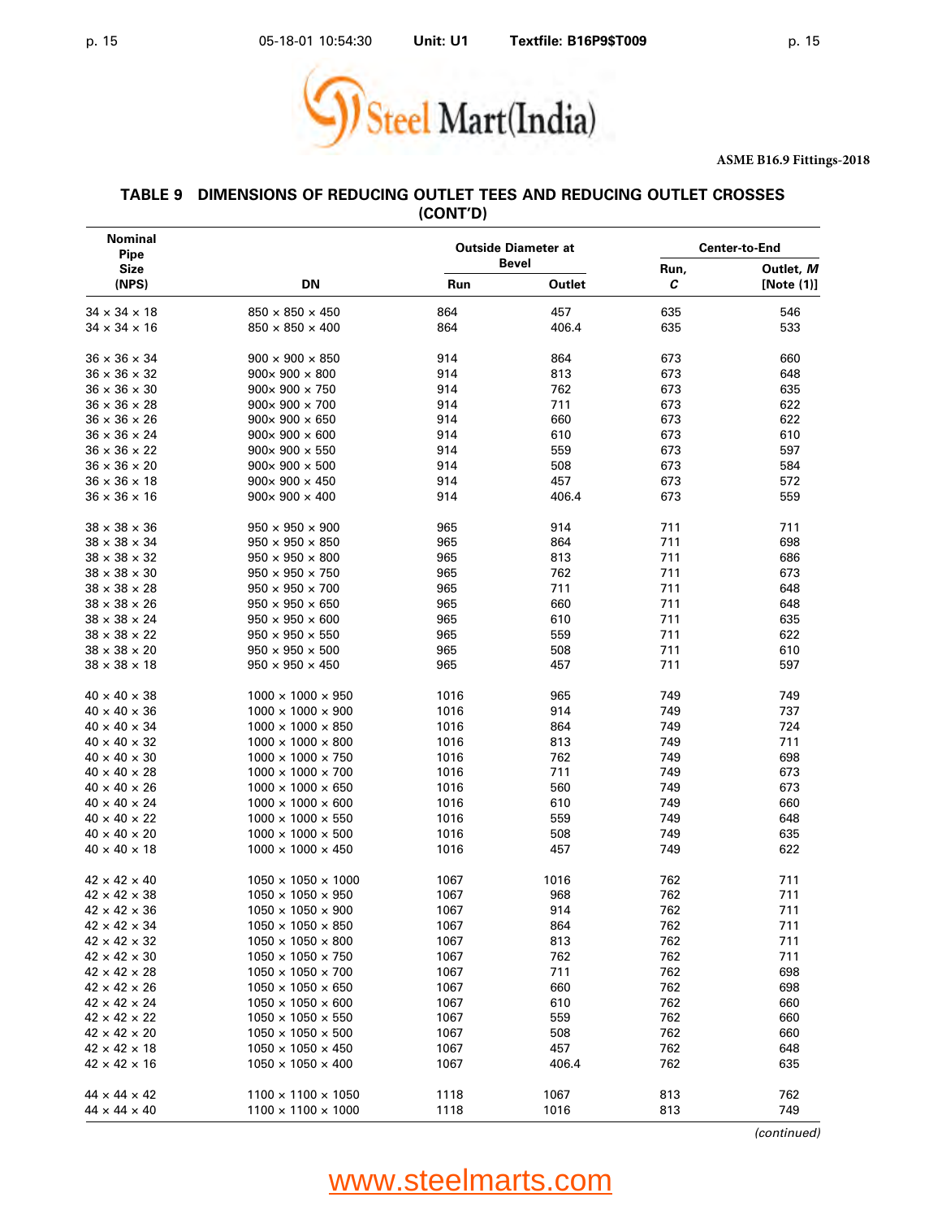ASME B16.9 Fittings-2018

## TABLE 9 DIMENSIONS OF REDUCING OUTLET TEES AND REDUCING OUTLET CROSSES (CONT'D)

| Nominal Pipe Size (NPS) | DN | Outside Diameter at Bevel | | Center-to-End | |
|---|---|---|---|---|---|
| | | Run | Outlet | Run, *C* | Outlet, *M* [Note (1)] |
| 34 × 34 × 18 | 850 × 850 × 450 | 864 | 457 | 635 | 546 |
| 34 × 34 × 16 | 850 × 850 × 400 | 864 | 406.4 | 635 | 533 |
| 36 × 36 × 34 | 900 × 900 × 850 | 914 | 864 | 673 | 660 |
| 36 × 36 × 32 | 900× 900 × 800 | 914 | 813 | 673 | 648 |
| 36 × 36 × 30 | 900× 900 × 750 | 914 | 762 | 673 | 635 |
| 36 × 36 × 28 | 900× 900 × 700 | 914 | 711 | 673 | 622 |
| 36 × 36 × 26 | 900× 900 × 650 | 914 | 660 | 673 | 622 |
| 36 × 36 × 24 | 900× 900 × 600 | 914 | 610 | 673 | 610 |
| 36 × 36 × 22 | 900× 900 × 550 | 914 | 559 | 673 | 597 |
| 36 × 36 × 20 | 900× 900 × 500 | 914 | 508 | 673 | 584 |
| 36 × 36 × 18 | 900× 900 × 450 | 914 | 457 | 673 | 572 |
| 36 × 36 × 16 | 900× 900 × 400 | 914 | 406.4 | 673 | 559 |
| 38 × 38 × 36 | 950 × 950 × 900 | 965 | 914 | 711 | 711 |
| 38 × 38 × 34 | 950 × 950 × 850 | 965 | 864 | 711 | 698 |
| 38 × 38 × 32 | 950 × 950 × 800 | 965 | 813 | 711 | 686 |
| 38 × 38 × 30 | 950 × 950 × 750 | 965 | 762 | 711 | 673 |
| 38 × 38 × 28 | 950 × 950 × 700 | 965 | 711 | 711 | 648 |
| 38 × 38 × 26 | 950 × 950 × 650 | 965 | 660 | 711 | 648 |
| 38 × 38 × 24 | 950 × 950 × 600 | 965 | 610 | 711 | 635 |
| 38 × 38 × 22 | 950 × 950 × 550 | 965 | 559 | 711 | 622 |
| 38 × 38 × 20 | 950 × 950 × 500 | 965 | 508 | 711 | 610 |
| 38 × 38 × 18 | 950 × 950 × 450 | 965 | 457 | 711 | 597 |
| 40 × 40 × 38 | 1000 × 1000 × 950 | 1016 | 965 | 749 | 749 |
| 40 × 40 × 36 | 1000 × 1000 × 900 | 1016 | 914 | 749 | 737 |
| 40 × 40 × 34 | 1000 × 1000 × 850 | 1016 | 864 | 749 | 724 |
| 40 × 40 × 32 | 1000 × 1000 × 800 | 1016 | 813 | 749 | 711 |
| 40 × 40 × 30 | 1000 × 1000 × 750 | 1016 | 762 | 749 | 698 |
| 40 × 40 × 28 | 1000 × 1000 × 700 | 1016 | 711 | 749 | 673 |
| 40 × 40 × 26 | 1000 × 1000 × 650 | 1016 | 560 | 749 | 673 |
| 40 × 40 × 24 | 1000 × 1000 × 600 | 1016 | 610 | 749 | 660 |
| 40 × 40 × 22 | 1000 × 1000 × 550 | 1016 | 559 | 749 | 648 |
| 40 × 40 × 20 | 1000 × 1000 × 500 | 1016 | 508 | 749 | 635 |
| 40 × 40 × 18 | 1000 × 1000 × 450 | 1016 | 457 | 749 | 622 |
| 42 × 42 × 40 | 1050 × 1050 × 1000 | 1067 | 1016 | 762 | 711 |
| 42 × 42 × 38 | 1050 × 1050 × 950 | 1067 | 968 | 762 | 711 |
| 42 × 42 × 36 | 1050 × 1050 × 900 | 1067 | 914 | 762 | 711 |
| 42 × 42 × 34 | 1050 × 1050 × 850 | 1067 | 864 | 762 | 711 |
| 42 × 42 × 32 | 1050 × 1050 × 800 | 1067 | 813 | 762 | 711 |
| 42 × 42 × 30 | 1050 × 1050 × 750 | 1067 | 762 | 762 | 711 |
| 42 × 42 × 28 | 1050 × 1050 × 700 | 1067 | 711 | 762 | 698 |
| 42 × 42 × 26 | 1050 × 1050 × 650 | 1067 | 660 | 762 | 698 |
| 42 × 42 × 24 | 1050 × 1050 × 600 | 1067 | 610 | 762 | 660 |
| 42 × 42 × 22 | 1050 × 1050 × 550 | 1067 | 559 | 762 | 660 |
| 42 × 42 × 20 | 1050 × 1050 × 500 | 1067 | 508 | 762 | 660 |
| 42 × 42 × 18 | 1050 × 1050 × 450 | 1067 | 457 | 762 | 648 |
| 42 × 42 × 16 | 1050 × 1050 × 400 | 1067 | 406.4 | 762 | 635 |
| 44 × 44 × 42 | 1100 × 1100 × 1050 | 1118 | 1067 | 813 | 762 |
| 44 × 44 × 40 | 1100 × 1100 × 1000 | 1118 | 1016 | 813 | 749 |

*(continued)*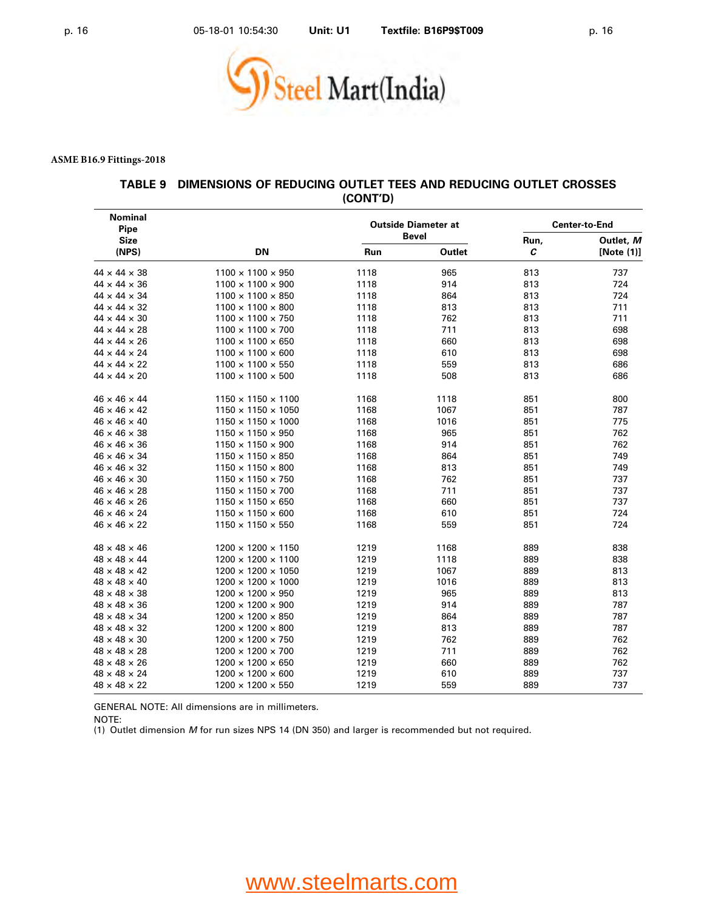ASME B16.9 Fittings-2018

## TABLE 9 DIMENSIONS OF REDUCING OUTLET TEES AND REDUCING OUTLET CROSSES (CONT'D)

| Nominal Pipe Size (NPS) | DN | Outside Diameter at Bevel | | Center-to-End | |
|---|---|---|---|---|---|
| | | Run | Outlet | Run, *C* | Outlet, *M* [Note (1)] |
| 44 × 44 × 38 | 1100 × 1100 × 950 | 1118 | 965 | 813 | 737 |
| 44 × 44 × 36 | 1100 × 1100 × 900 | 1118 | 914 | 813 | 724 |
| 44 × 44 × 34 | 1100 × 1100 × 850 | 1118 | 864 | 813 | 724 |
| 44 × 44 × 32 | 1100 × 1100 × 800 | 1118 | 813 | 813 | 711 |
| 44 × 44 × 30 | 1100 × 1100 × 750 | 1118 | 762 | 813 | 711 |
| 44 × 44 × 28 | 1100 × 1100 × 700 | 1118 | 711 | 813 | 698 |
| 44 × 44 × 26 | 1100 × 1100 × 650 | 1118 | 660 | 813 | 698 |
| 44 × 44 × 24 | 1100 × 1100 × 600 | 1118 | 610 | 813 | 698 |
| 44 × 44 × 22 | 1100 × 1100 × 550 | 1118 | 559 | 813 | 686 |
| 44 × 44 × 20 | 1100 × 1100 × 500 | 1118 | 508 | 813 | 686 |
| 46 × 46 × 44 | 1150 × 1150 × 1100 | 1168 | 1118 | 851 | 800 |
| 46 × 46 × 42 | 1150 × 1150 × 1050 | 1168 | 1067 | 851 | 787 |
| 46 × 46 × 40 | 1150 × 1150 × 1000 | 1168 | 1016 | 851 | 775 |
| 46 × 46 × 38 | 1150 × 1150 × 950 | 1168 | 965 | 851 | 762 |
| 46 × 46 × 36 | 1150 × 1150 × 900 | 1168 | 914 | 851 | 762 |
| 46 × 46 × 34 | 1150 × 1150 × 850 | 1168 | 864 | 851 | 749 |
| 46 × 46 × 32 | 1150 × 1150 × 800 | 1168 | 813 | 851 | 749 |
| 46 × 46 × 30 | 1150 × 1150 × 750 | 1168 | 762 | 851 | 737 |
| 46 × 46 × 28 | 1150 × 1150 × 700 | 1168 | 711 | 851 | 737 |
| 46 × 46 × 26 | 1150 × 1150 × 650 | 1168 | 660 | 851 | 737 |
| 46 × 46 × 24 | 1150 × 1150 × 600 | 1168 | 610 | 851 | 724 |
| 46 × 46 × 22 | 1150 × 1150 × 550 | 1168 | 559 | 851 | 724 |
| 48 × 48 × 46 | 1200 × 1200 × 1150 | 1219 | 1168 | 889 | 838 |
| 48 × 48 × 44 | 1200 × 1200 × 1100 | 1219 | 1118 | 889 | 838 |
| 48 × 48 × 42 | 1200 × 1200 × 1050 | 1219 | 1067 | 889 | 813 |
| 48 × 48 × 40 | 1200 × 1200 × 1000 | 1219 | 1016 | 889 | 813 |
| 48 × 48 × 38 | 1200 × 1200 × 950 | 1219 | 965 | 889 | 813 |
| 48 × 48 × 36 | 1200 × 1200 × 900 | 1219 | 914 | 889 | 787 |
| 48 × 48 × 34 | 1200 × 1200 × 850 | 1219 | 864 | 889 | 787 |
| 48 × 48 × 32 | 1200 × 1200 × 800 | 1219 | 813 | 889 | 787 |
| 48 × 48 × 30 | 1200 × 1200 × 750 | 1219 | 762 | 889 | 762 |
| 48 × 48 × 28 | 1200 × 1200 × 700 | 1219 | 711 | 889 | 762 |
| 48 × 48 × 26 | 1200 × 1200 × 650 | 1219 | 660 | 889 | 762 |
| 48 × 48 × 24 | 1200 × 1200 × 600 | 1219 | 610 | 889 | 737 |
| 48 × 48 × 22 | 1200 × 1200 × 550 | 1219 | 559 | 889 | 737 |

GENERAL NOTE: All dimensions are in millimeters.

NOTE:

(1) Outlet dimension *M* for run sizes NPS 14 (DN 350) and larger is recommended but not required.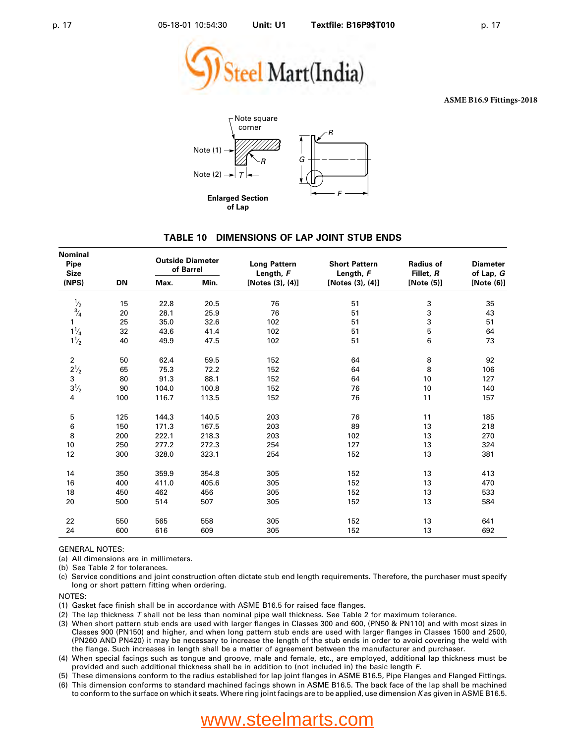ASME B16.9 Fittings-2018

Note square corner

Note (1)

Note (2)

Enlarged Section of Lap

## TABLE 10 DIMENSIONS OF LAP JOINT STUB ENDS

| Nominal Pipe Size (NPS) | DN | Outside Diameter of Barrel | | Long Pattern Length, *F* [Notes (3), (4)] | Short Pattern Length, *F* [Notes (3), (4)] | Radius of Fillet, *R* [Note (5)] | Diameter of Lap, *G* [Note (6)] |
|---|---|---|---|---|---|---|---|
| | | Max. | Min. | | | | |
| 1/2 | 15 | 22.8 | 20.5 | 76 | 51 | 3 | 35 |
| 3/4 | 20 | 28.1 | 25.9 | 76 | 51 | 3 | 43 |
| 1 | 25 | 35.0 | 32.6 | 102 | 51 | 3 | 51 |
| 1 1/4 | 32 | 43.6 | 41.4 | 102 | 51 | 5 | 64 |
| 1 1/2 | 40 | 49.9 | 47.5 | 102 | 51 | 6 | 73 |
| 2 | 50 | 62.4 | 59.5 | 152 | 64 | 8 | 92 |
| 2 1/2 | 65 | 75.3 | 72.2 | 152 | 64 | 8 | 106 |
| 3 | 80 | 91.3 | 88.1 | 152 | 64 | 10 | 127 |
| 3 1/2 | 90 | 104.0 | 100.8 | 152 | 76 | 10 | 140 |
| 4 | 100 | 116.7 | 113.5 | 152 | 76 | 11 | 157 |
| 5 | 125 | 144.3 | 140.5 | 203 | 76 | 11 | 185 |
| 6 | 150 | 171.3 | 167.5 | 203 | 89 | 13 | 218 |
| 8 | 200 | 222.1 | 218.3 | 203 | 102 | 13 | 270 |
| 10 | 250 | 277.2 | 272.3 | 254 | 127 | 13 | 324 |
| 12 | 300 | 328.0 | 323.1 | 254 | 152 | 13 | 381 |
| 14 | 350 | 359.9 | 354.8 | 305 | 152 | 13 | 413 |
| 16 | 400 | 411.0 | 405.6 | 305 | 152 | 13 | 470 |
| 18 | 450 | 462 | 456 | 305 | 152 | 13 | 533 |
| 20 | 500 | 514 | 507 | 305 | 152 | 13 | 584 |
| 22 | 550 | 565 | 558 | 305 | 152 | 13 | 641 |
| 24 | 600 | 616 | 609 | 305 | 152 | 13 | 692 |

GENERAL NOTES:

(a) All dimensions are in millimeters.
(b) See Table 2 for tolerances.
(c) Service conditions and joint construction often dictate stub end length requirements. Therefore, the purchaser must specify long or short pattern fitting when ordering.

NOTES:

(1) Gasket face finish shall be in accordance with ASME B16.5 for raised face flanges.
(2) The lap thickness *T* shall not be less than nominal pipe wall thickness. See Table 2 for maximum tolerance.
(3) When short pattern stub ends are used with larger flanges in Classes 300 and 600, (PN50 & PN110) and with most sizes in Classes 900 (PN150) and higher, and when long pattern stub ends are used with larger flanges in Classes 1500 and 2500, (PN260 AND PN420) it may be necessary to increase the length of the stub ends in order to avoid covering the weld with the flange. Such increases in length shall be a matter of agreement between the manufacturer and purchaser.
(4) When special facings such as tongue and groove, male and female, etc., are employed, additional lap thickness must be provided and such additional thickness shall be in addition to (not included in) the basic length *F*.
(5) These dimensions conform to the radius established for lap joint flanges in ASME B16.5, Pipe Flanges and Flanged Fittings.
(6) This dimension conforms to standard machined facings shown in ASME B16.5. The back face of the lap shall be machined to conform to the surface on which it seats. Where ring joint facings are to be applied, use dimension *K* as given in ASME B16.5.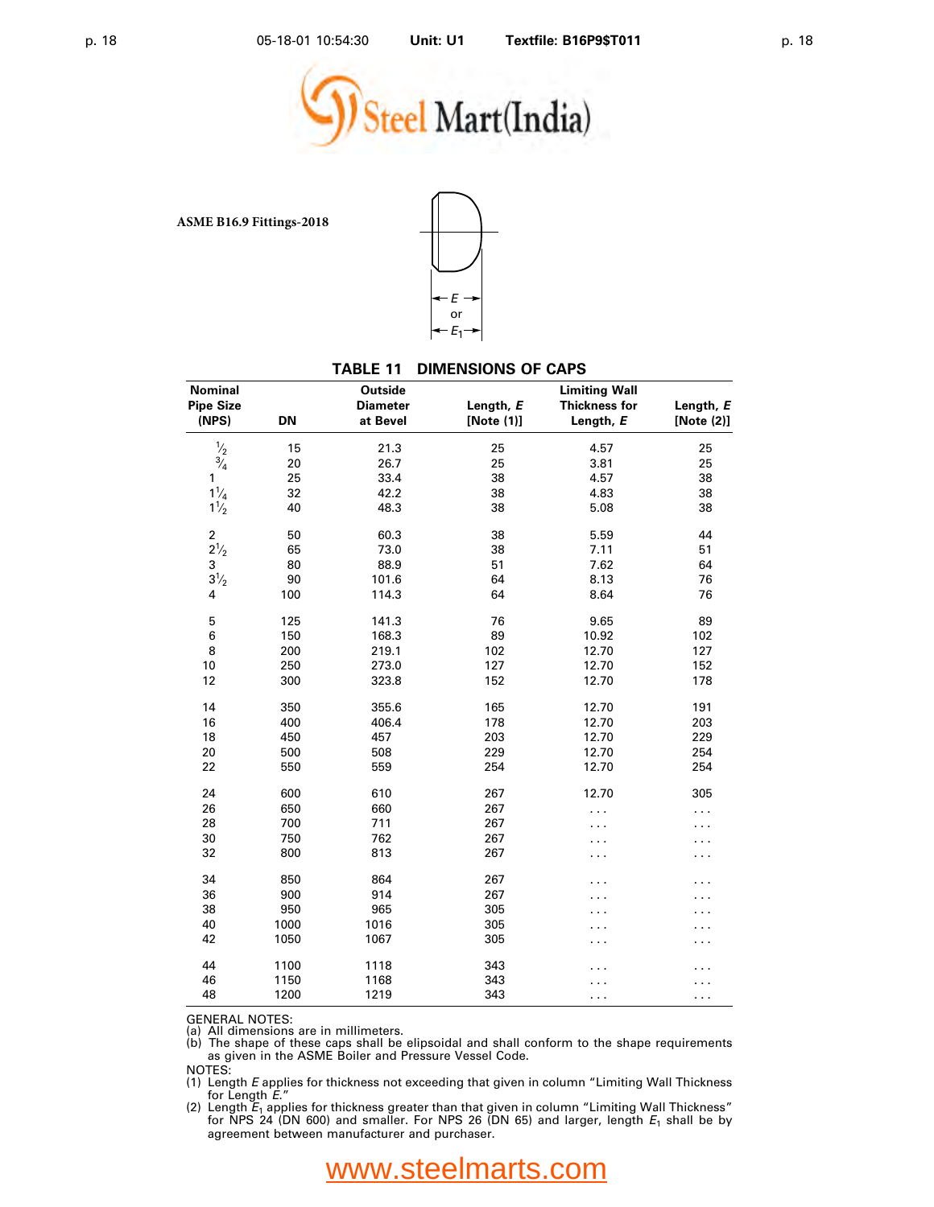ASME B16.9 Fittings-2018

E or $E_1$

## TABLE 11 DIMENSIONS OF CAPS

| Nominal Pipe Size (NPS) | DN | Outside Diameter at Bevel | Length, $E$ [Note (1)] | Limiting Wall Thickness for Length, $E$ | Length, $E$ [Note (2)] |
|---|---|---|---|---|---|
| ½ | 15 | 21.3 | 25 | 4.57 | 25 |
| ¾ | 20 | 26.7 | 25 | 3.81 | 25 |
| 1 | 25 | 33.4 | 38 | 4.57 | 38 |
| 1¼ | 32 | 42.2 | 38 | 4.83 | 38 |
| 1½ | 40 | 48.3 | 38 | 5.08 | 38 |
| 2 | 50 | 60.3 | 38 | 5.59 | 44 |
| 2½ | 65 | 73.0 | 38 | 7.11 | 51 |
| 3 | 80 | 88.9 | 51 | 7.62 | 64 |
| 3½ | 90 | 101.6 | 64 | 8.13 | 76 |
| 4 | 100 | 114.3 | 64 | 8.64 | 76 |
| 5 | 125 | 141.3 | 76 | 9.65 | 89 |
| 6 | 150 | 168.3 | 89 | 10.92 | 102 |
| 8 | 200 | 219.1 | 102 | 12.70 | 127 |
| 10 | 250 | 273.0 | 127 | 12.70 | 152 |
| 12 | 300 | 323.8 | 152 | 12.70 | 178 |
| 14 | 350 | 355.6 | 165 | 12.70 | 191 |
| 16 | 400 | 406.4 | 178 | 12.70 | 203 |
| 18 | 450 | 457 | 203 | 12.70 | 229 |
| 20 | 500 | 508 | 229 | 12.70 | 254 |
| 22 | 550 | 559 | 254 | 12.70 | 254 |
| 24 | 600 | 610 | 267 | 12.70 | 305 |
| 26 | 650 | 660 | 267 | ... | ... |
| 28 | 700 | 711 | 267 | ... | ... |
| 30 | 750 | 762 | 267 | ... | ... |
| 32 | 800 | 813 | 267 | ... | ... |
| 34 | 850 | 864 | 267 | ... | ... |
| 36 | 900 | 914 | 267 | ... | ... |
| 38 | 950 | 965 | 305 | ... | ... |
| 40 | 1000 | 1016 | 305 | ... | ... |
| 42 | 1050 | 1067 | 305 | ... | ... |
| 44 | 1100 | 1118 | 343 | ... | ... |
| 46 | 1150 | 1168 | 343 | ... | ... |
| 48 | 1200 | 1219 | 343 | ... | ... |

GENERAL NOTES:
(a) All dimensions are in millimeters.
(b) The shape of these caps shall be elipsoidal and shall conform to the shape requirements as given in the ASME Boiler and Pressure Vessel Code.

NOTES:
(1) Length $E$ applies for thickness not exceeding that given in column "Limiting Wall Thickness for Length $E$."
(2) Length $E_1$ applies for thickness greater than that given in column "Limiting Wall Thickness" for NPS 24 (DN 600) and smaller. For NPS 26 (DN 65) and larger, length $E_1$ shall be by agreement between manufacturer and purchaser.

www.steelmarts.com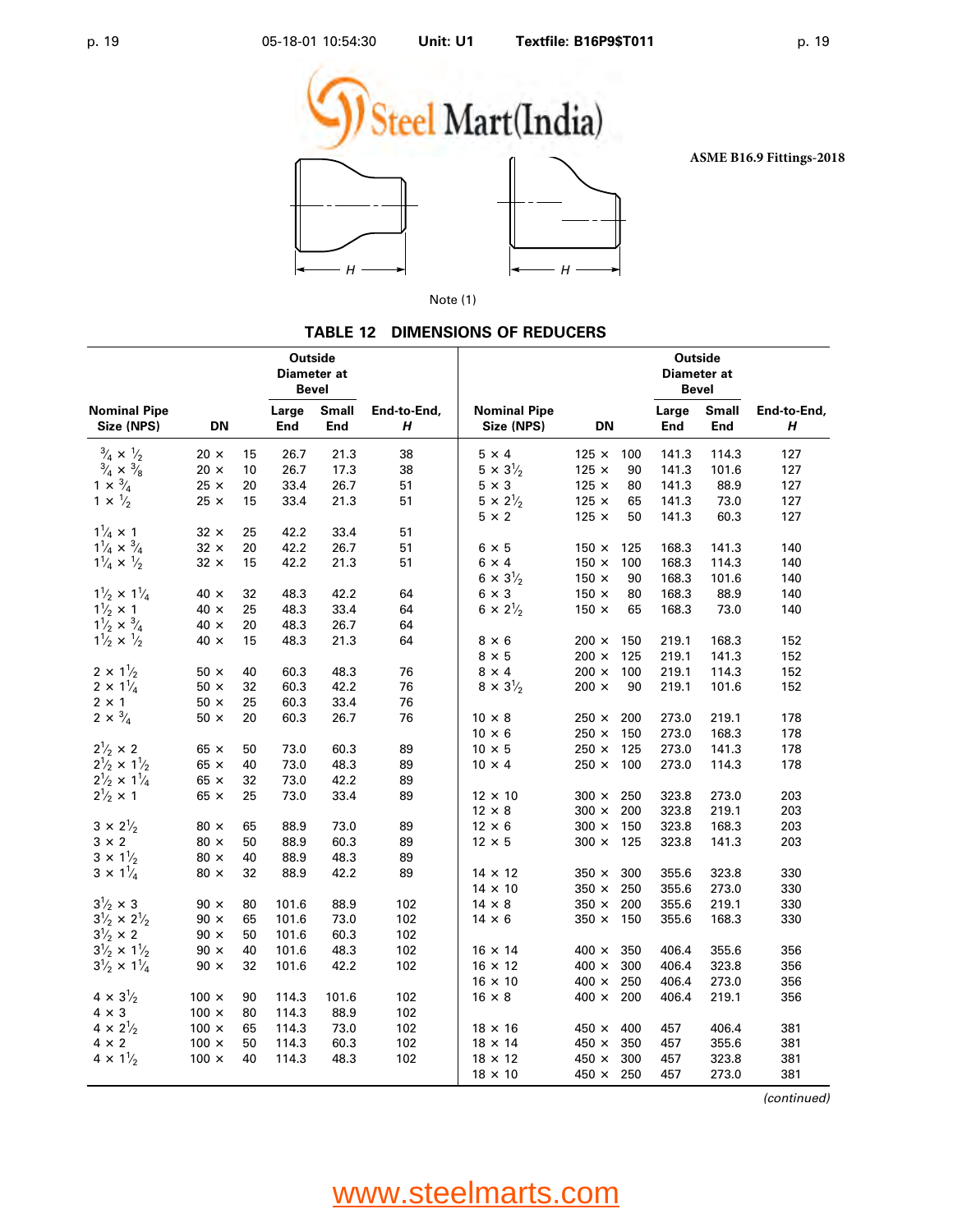ASME B16.9 Fittings-2018

Note (1)

## TABLE 12 DIMENSIONS OF REDUCERS

| Nominal Pipe Size (NPS) | DN | Outside Diameter at Bevel, Large End | Outside Diameter at Bevel, Small End | End-to-End, *H* |
|---|---|---|---|---|
| ¾ × ½ | 20 × 15 | 26.7 | 21.3 | 38 |
| ¾ × ⅜ | 20 × 10 | 26.7 | 17.3 | 38 |
| 1 × ¾ | 25 × 20 | 33.4 | 26.7 | 51 |
| 1 × ½ | 25 × 15 | 33.4 | 21.3 | 51 |
| 1¼ × 1 | 32 × 25 | 42.2 | 33.4 | 51 |
| 1¼ × ¾ | 32 × 20 | 42.2 | 26.7 | 51 |
| 1¼ × ½ | 32 × 15 | 42.2 | 21.3 | 51 |
| 1½ × 1¼ | 40 × 32 | 48.3 | 42.2 | 64 |
| 1½ × 1 | 40 × 25 | 48.3 | 33.4 | 64 |
| 1½ × ¾ | 40 × 20 | 48.3 | 26.7 | 64 |
| 1½ × ½ | 40 × 15 | 48.3 | 21.3 | 64 |
| 2 × 1½ | 50 × 40 | 60.3 | 48.3 | 76 |
| 2 × 1¼ | 50 × 32 | 60.3 | 42.2 | 76 |
| 2 × 1 | 50 × 25 | 60.3 | 33.4 | 76 |
| 2 × ¾ | 50 × 20 | 60.3 | 26.7 | 76 |
| 2½ × 2 | 65 × 50 | 73.0 | 60.3 | 89 |
| 2½ × 1½ | 65 × 40 | 73.0 | 48.3 | 89 |
| 2½ × 1¼ | 65 × 32 | 73.0 | 42.2 | 89 |
| 2½ × 1 | 65 × 25 | 73.0 | 33.4 | 89 |
| 3 × 2½ | 80 × 65 | 88.9 | 73.0 | 89 |
| 3 × 2 | 80 × 50 | 88.9 | 60.3 | 89 |
| 3 × 1½ | 80 × 40 | 88.9 | 48.3 | 89 |
| 3 × 1¼ | 80 × 32 | 88.9 | 42.2 | 89 |
| 3½ × 3 | 90 × 80 | 101.6 | 88.9 | 102 |
| 3½ × 2½ | 90 × 65 | 101.6 | 73.0 | 102 |
| 3½ × 2 | 90 × 50 | 101.6 | 60.3 | 102 |
| 3½ × 1½ | 90 × 40 | 101.6 | 48.3 | 102 |
| 3½ × 1¼ | 90 × 32 | 101.6 | 42.2 | 102 |
| 4 × 3½ | 100 × 90 | 114.3 | 101.6 | 102 |
| 4 × 3 | 100 × 80 | 114.3 | 88.9 | 102 |
| 4 × 2½ | 100 × 65 | 114.3 | 73.0 | 102 |
| 4 × 2 | 100 × 50 | 114.3 | 60.3 | 102 |
| 4 × 1½ | 100 × 40 | 114.3 | 48.3 | 102 |
| 5 × 4 | 125 × 100 | 141.3 | 114.3 | 127 |
| 5 × 3½ | 125 × 90 | 141.3 | 101.6 | 127 |
| 5 × 3 | 125 × 80 | 141.3 | 88.9 | 127 |
| 5 × 2½ | 125 × 65 | 141.3 | 73.0 | 127 |
| 5 × 2 | 125 × 50 | 141.3 | 60.3 | 127 |
| 6 × 5 | 150 × 125 | 168.3 | 141.3 | 140 |
| 6 × 4 | 150 × 100 | 168.3 | 114.3 | 140 |
| 6 × 3½ | 150 × 90 | 168.3 | 101.6 | 140 |
| 6 × 3 | 150 × 80 | 168.3 | 88.9 | 140 |
| 6 × 2½ | 150 × 65 | 168.3 | 73.0 | 140 |
| 8 × 6 | 200 × 150 | 219.1 | 168.3 | 152 |
| 8 × 5 | 200 × 125 | 219.1 | 141.3 | 152 |
| 8 × 4 | 200 × 100 | 219.1 | 114.3 | 152 |
| 8 × 3½ | 200 × 90 | 219.1 | 101.6 | 152 |
| 10 × 8 | 250 × 200 | 273.0 | 219.1 | 178 |
| 10 × 6 | 250 × 150 | 273.0 | 168.3 | 178 |
| 10 × 5 | 250 × 125 | 273.0 | 141.3 | 178 |
| 10 × 4 | 250 × 100 | 273.0 | 114.3 | 178 |
| 12 × 10 | 300 × 250 | 323.8 | 273.0 | 203 |
| 12 × 8 | 300 × 200 | 323.8 | 219.1 | 203 |
| 12 × 6 | 300 × 150 | 323.8 | 168.3 | 203 |
| 12 × 5 | 300 × 125 | 323.8 | 141.3 | 203 |
| 14 × 12 | 350 × 300 | 355.6 | 323.8 | 330 |
| 14 × 10 | 350 × 250 | 355.6 | 273.0 | 330 |
| 14 × 8 | 350 × 200 | 355.6 | 219.1 | 330 |
| 14 × 6 | 350 × 150 | 355.6 | 168.3 | 330 |
| 16 × 14 | 400 × 350 | 406.4 | 355.6 | 356 |
| 16 × 12 | 400 × 300 | 406.4 | 323.8 | 356 |
| 16 × 10 | 400 × 250 | 406.4 | 273.0 | 356 |
| 16 × 8 | 400 × 200 | 406.4 | 219.1 | 356 |
| 18 × 16 | 450 × 400 | 457 | 406.4 | 381 |
| 18 × 14 | 450 × 350 | 457 | 355.6 | 381 |
| 18 × 12 | 450 × 300 | 457 | 323.8 | 381 |
| 18 × 10 | 450 × 250 | 457 | 273.0 | 381 |

*(continued)*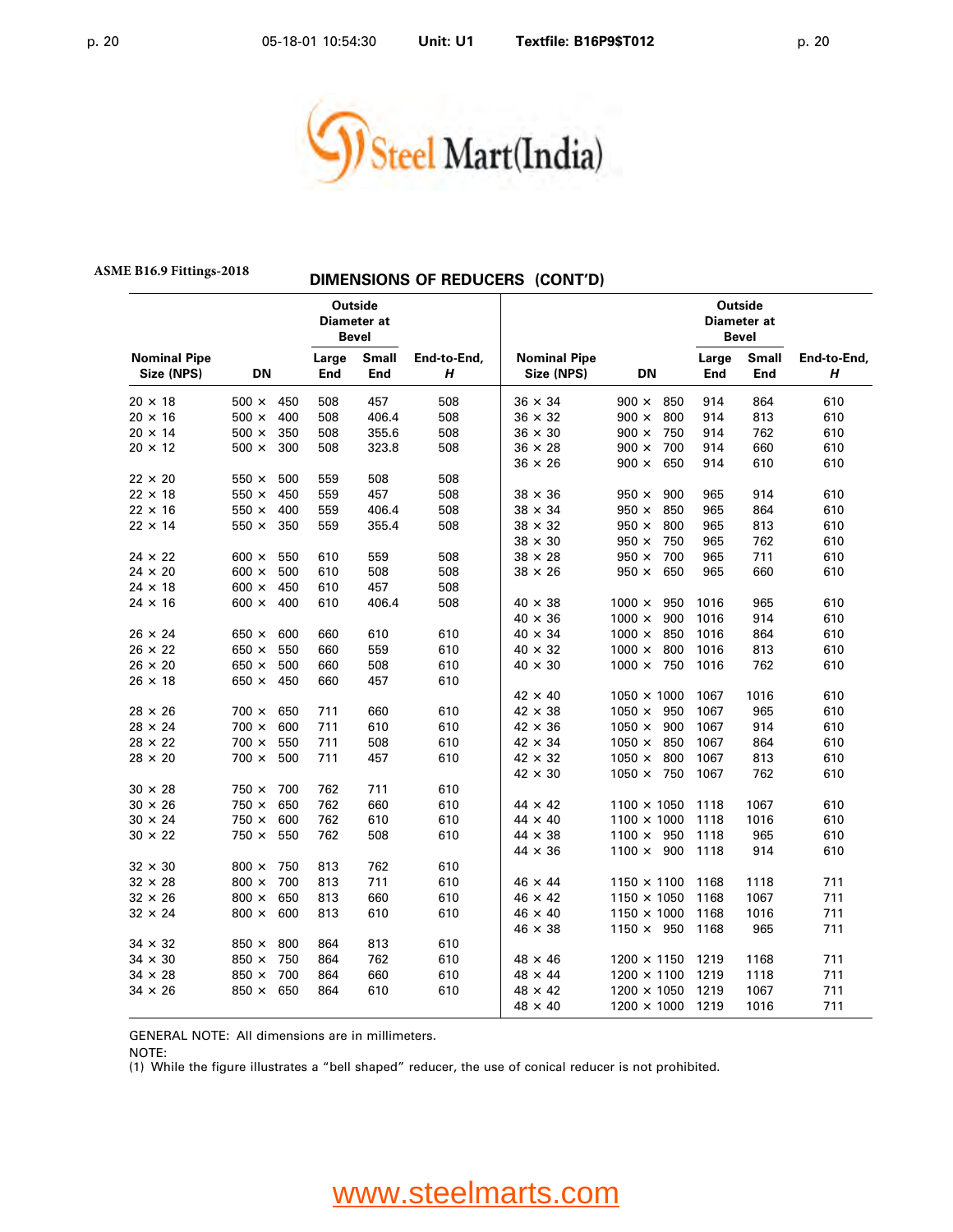ASME B16.9 Fittings-2018

## DIMENSIONS OF REDUCERS (CONT'D)

| Nominal Pipe Size (NPS) | DN | Outside Diameter at Bevel | | End-to-End, *H* | Nominal Pipe Size (NPS) | DN | Outside Diameter at Bevel | | End-to-End, *H* |
|---|---|---|---|---|---|---|---|---|---|
| | | Large End | Small End | | | | Large End | Small End | |
| 20 × 18 | 500 × 450 | 508 | 457 | 508 | 36 × 34 | 900 × 850 | 914 | 864 | 610 |
| 20 × 16 | 500 × 400 | 508 | 406.4 | 508 | 36 × 32 | 900 × 800 | 914 | 813 | 610 |
| 20 × 14 | 500 × 350 | 508 | 355.6 | 508 | 36 × 30 | 900 × 750 | 914 | 762 | 610 |
| 20 × 12 | 500 × 300 | 508 | 323.8 | 508 | 36 × 28 | 900 × 700 | 914 | 660 | 610 |
| | | | | | 36 × 26 | 900 × 650 | 914 | 610 | 610 |
| 22 × 20 | 550 × 500 | 559 | 508 | 508 | | | | | |
| 22 × 18 | 550 × 450 | 559 | 457 | 508 | 38 × 36 | 950 × 900 | 965 | 914 | 610 |
| 22 × 16 | 550 × 400 | 559 | 406.4 | 508 | 38 × 34 | 950 × 850 | 965 | 864 | 610 |
| 22 × 14 | 550 × 350 | 559 | 355.4 | 508 | 38 × 32 | 950 × 800 | 965 | 813 | 610 |
| | | | | | 38 × 30 | 950 × 750 | 965 | 762 | 610 |
| 24 × 22 | 600 × 550 | 610 | 559 | 508 | 38 × 28 | 950 × 700 | 965 | 711 | 610 |
| 24 × 20 | 600 × 500 | 610 | 508 | 508 | 38 × 26 | 950 × 650 | 965 | 660 | 610 |
| 24 × 18 | 600 × 450 | 610 | 457 | 508 | | | | | |
| 24 × 16 | 600 × 400 | 610 | 406.4 | 508 | 40 × 38 | 1000 × 950 | 1016 | 965 | 610 |
| | | | | | 40 × 36 | 1000 × 900 | 1016 | 914 | 610 |
| 26 × 24 | 650 × 600 | 660 | 610 | 610 | 40 × 34 | 1000 × 850 | 1016 | 864 | 610 |
| 26 × 22 | 650 × 550 | 660 | 559 | 610 | 40 × 32 | 1000 × 800 | 1016 | 813 | 610 |
| 26 × 20 | 650 × 500 | 660 | 508 | 610 | 40 × 30 | 1000 × 750 | 1016 | 762 | 610 |
| 26 × 18 | 650 × 450 | 660 | 457 | 610 | | | | | |
| | | | | | 42 × 40 | 1050 × 1000 | 1067 | 1016 | 610 |
| 28 × 26 | 700 × 650 | 711 | 660 | 610 | 42 × 38 | 1050 × 950 | 1067 | 965 | 610 |
| 28 × 24 | 700 × 600 | 711 | 610 | 610 | 42 × 36 | 1050 × 900 | 1067 | 914 | 610 |
| 28 × 22 | 700 × 550 | 711 | 508 | 610 | 42 × 34 | 1050 × 850 | 1067 | 864 | 610 |
| 28 × 20 | 700 × 500 | 711 | 457 | 610 | 42 × 32 | 1050 × 800 | 1067 | 813 | 610 |
| | | | | | 42 × 30 | 1050 × 750 | 1067 | 762 | 610 |
| 30 × 28 | 750 × 700 | 762 | 711 | 610 | | | | | |
| 30 × 26 | 750 × 650 | 762 | 660 | 610 | 44 × 42 | 1100 × 1050 | 1118 | 1067 | 610 |
| 30 × 24 | 750 × 600 | 762 | 610 | 610 | 44 × 40 | 1100 × 1000 | 1118 | 1016 | 610 |
| 30 × 22 | 750 × 550 | 762 | 508 | 610 | 44 × 38 | 1100 × 950 | 1118 | 965 | 610 |
| | | | | | 44 × 36 | 1100 × 900 | 1118 | 914 | 610 |
| 32 × 30 | 800 × 750 | 813 | 762 | 610 | | | | | |
| 32 × 28 | 800 × 700 | 813 | 711 | 610 | 46 × 44 | 1150 × 1100 | 1168 | 1118 | 711 |
| 32 × 26 | 800 × 650 | 813 | 660 | 610 | 46 × 42 | 1150 × 1050 | 1168 | 1067 | 711 |
| 32 × 24 | 800 × 600 | 813 | 610 | 610 | 46 × 40 | 1150 × 1000 | 1168 | 1016 | 711 |
| | | | | | 46 × 38 | 1150 × 950 | 1168 | 965 | 711 |
| 34 × 32 | 850 × 800 | 864 | 813 | 610 | | | | | |
| 34 × 30 | 850 × 750 | 864 | 762 | 610 | 48 × 46 | 1200 × 1150 | 1219 | 1168 | 711 |
| 34 × 28 | 850 × 700 | 864 | 660 | 610 | 48 × 44 | 1200 × 1100 | 1219 | 1118 | 711 |
| 34 × 26 | 850 × 650 | 864 | 610 | 610 | 48 × 42 | 1200 × 1050 | 1219 | 1067 | 711 |
| | | | | | 48 × 40 | 1200 × 1000 | 1219 | 1016 | 711 |

GENERAL NOTE: All dimensions are in millimeters.

NOTE:

(1) While the figure illustrates a "bell shaped" reducer, the use of conical reducer is not prohibited.

www.steelmarts.com